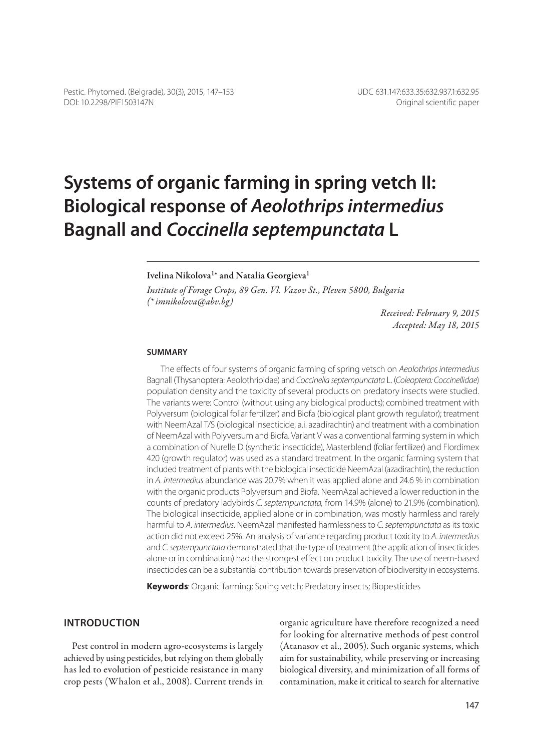UDC 631.147:633.35:632.937.1:632.95

Original scientific paper

# Systems of organic farming in spring vetch II: Biological response of *Aeolothrips intermedius* Bagnall and *Coccinella septempunctata* L

**Ivelina Nikolova[1]* and Natalia Georgieva[1]**

*Institute of Forage Crops, 89 Gen. Vl. Vazov St., Pleven 5800, Bulgaria (\* imnikolova@abv.bg)*

*Received: February 9, 2015*
*Accepted: May 18, 2015*

## SUMMARY

The effects of four systems of organic farming of spring vetsch on *Aeolothrips intermedius* Bagnall (Thysanoptera: Aeolothripidae) and *Coccinella septempunctata* L. (*Coleoptera: Coccinellidae*) population density and the toxicity of several products on predatory insects were studied. The variants were: Control (without using any biological products); combined treatment with Polyversum (biological foliar fertilizer) and Biofa (biological plant growth regulator); treatment with NeemAzal T/S (biological insecticide, a.i. azadirachtin) and treatment with a combination of NeemAzal with Polyversum and Biofa. Variant V was a conventional farming system in which a combination of Nurelle D (synthetic insecticide), Masterblend (foliar fertilizer) and Flordimex 420 (growth regulator) was used as a standard treatment. In the organic farming system that included treatment of plants with the biological insecticide NeemAzal (azadirachtin), the reduction in *A. intermedius* abundance was 20.7% when it was applied alone and 24.6 % in combination with the organic products Polyversum and Biofa. NeemAzal achieved a lower reduction in the counts of predatory ladybirds *C. septempunctata,* from 14.9% (alone) to 21.9% (combination). The biological insecticide, applied alone or in combination, was mostly harmless and rarely harmful to *A. intermedius*. NeemAzal manifested harmlessness to *C. septempunctata* as its toxic action did not exceed 25%. An analysis of variance regarding product toxicity to *A. intermedius* and *C. septempunctata* demonstrated that the type of treatment (the application of insecticides alone or in combination) had the strongest effect on product toxicity. The use of neem-based insecticides can be a substantial contribution towards preservation of biodiversity in ecosystems.

**Keywords**: Organic farming; Spring vetch; Predatory insects; Biopesticides

## INTRODUCTION

Pest control in modern agro-ecosystems is largely achieved by using pesticides, but relying on them globally has led to evolution of pesticide resistance in many crop pests (Whalon et al., 2008). Current trends in organic agriculture have therefore recognized a need for looking for alternative methods of pest control (Atanasov et al., 2005). Such organic systems, which aim for sustainability, while preserving or increasing biological diversity, and minimization of all forms of contamination, make it critical to search for alternative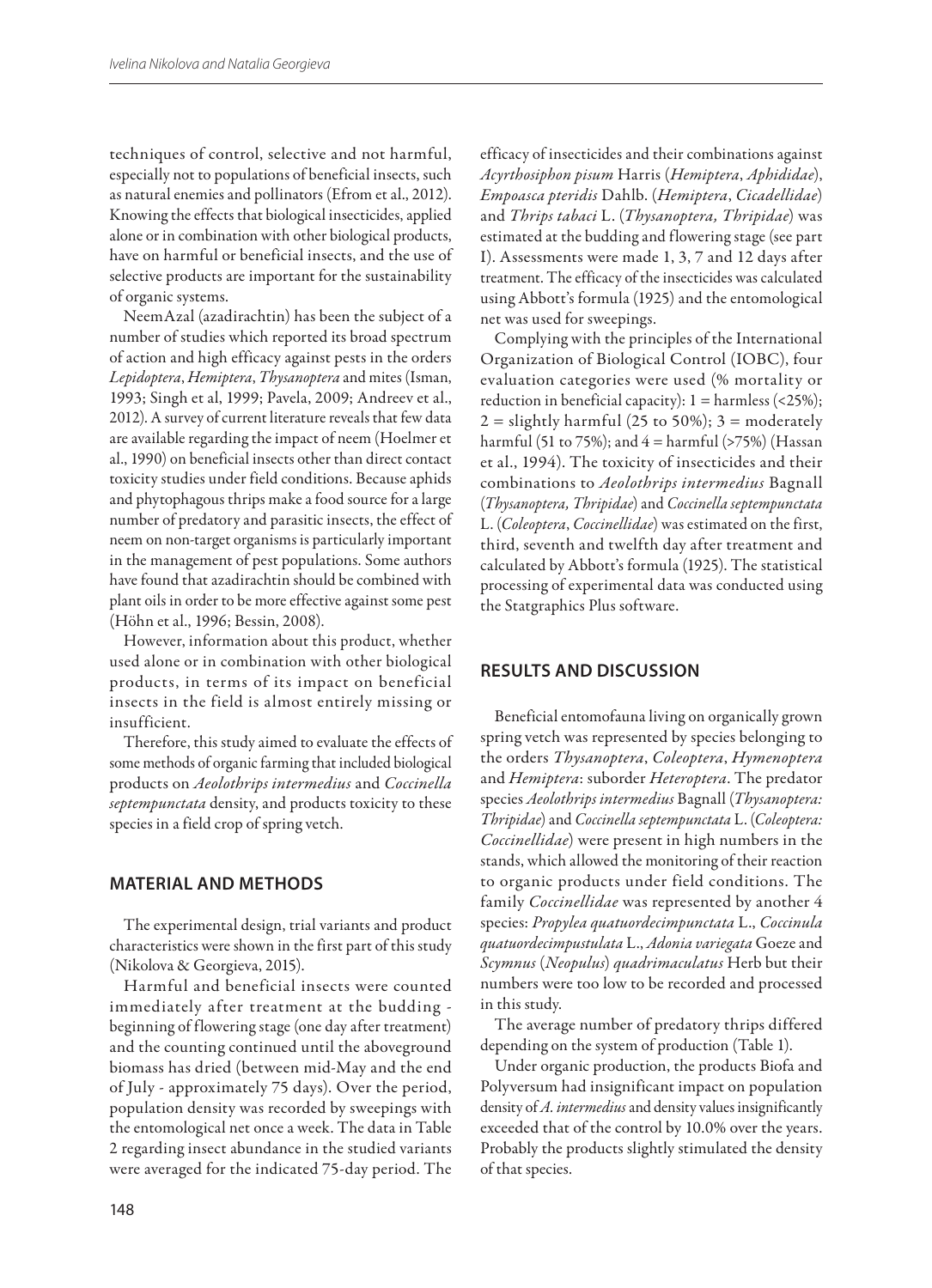techniques of control, selective and not harmful, especially not to populations of beneficial insects, such as natural enemies and pollinators (Efrom et al., 2012). Knowing the effects that biological insecticides, applied alone or in combination with other biological products, have on harmful or beneficial insects, and the use of selective products are important for the sustainability of organic systems.

NeemAzal (azadirachtin) has been the subject of a number of studies which reported its broad spectrum of action and high efficacy against pests in the orders *Lepidoptera*, *Hemiptera*, *Thysanoptera* and mites (Isman, 1993; Singh et al, 1999; Pavela, 2009; Andreev et al., 2012). A survey of current literature reveals that few data are available regarding the impact of neem (Hoelmer et al., 1990) on beneficial insects other than direct contact toxicity studies under field conditions. Because aphids and phytophagous thrips make a food source for a large number of predatory and parasitic insects, the effect of neem on non-target organisms is particularly important in the management of pest populations. Some authors have found that azadirachtin should be combined with plant oils in order to be more effective against some pest (Höhn et al., 1996; Bessin, 2008).

However, information about this product, whether used alone or in combination with other biological products, in terms of its impact on beneficial insects in the field is almost entirely missing or insufficient.

Therefore, this study aimed to evaluate the effects of some methods of organic farming that included biological products on *Aeolothrips intermedius* and *Coccinella septempunctata* density, and products toxicity to these species in a field crop of spring vetch.

## MATERIAL AND METHODS

The experimental design, trial variants and product characteristics were shown in the first part of this study (Nikolova & Georgieva, 2015).

Harmful and beneficial insects were counted immediately after treatment at the budding - beginning of flowering stage (one day after treatment) and the counting continued until the aboveground biomass has dried (between mid-May and the end of July - approximately 75 days). Over the period, population density was recorded by sweepings with the entomological net once a week. The data in Table 2 regarding insect abundance in the studied variants were averaged for the indicated 75-day period. The efficacy of insecticides and their combinations against *Acyrthosiphon pisum* Harris (*Hemiptera*, *Aphididae*), *Empoasca pteridis* Dahlb. (*Hemiptera*, *Cicadellidae*) and *Thrips tabaci* L. (*Thysanoptera, Thripidae*) was estimated at the budding and flowering stage (see part I). Assessments were made 1, 3, 7 and 12 days after treatment. The efficacy of the insecticides was calculated using Abbott's formula (1925) and the entomological net was used for sweepings.

Complying with the principles of the International Organization of Biological Control (IOBC), four evaluation categories were used (% mortality or reduction in beneficial capacity): 1 = harmless (<25%); 2 = slightly harmful (25 to 50%); 3 = moderately harmful (51 to 75%); and 4 = harmful (>75%) (Hassan et al., 1994). The toxicity of insecticides and their combinations to *Aeolothrips intermedius* Bagnall (*Thysanoptera, Thripidae*) and *Coccinella septempunctata* L. (*Coleoptera*, *Coccinellidae*) was estimated on the first, third, seventh and twelfth day after treatment and calculated by Abbott's formula (1925). The statistical processing of experimental data was conducted using the Statgraphics Plus software.

## RESULTS AND DISCUSSION

Beneficial entomofauna living on organically grown spring vetch was represented by species belonging to the orders *Thysanoptera*, *Coleoptera*, *Hymenoptera* and *Hemiptera*: suborder *Heteroptera*. The predator species *Aeolothrips intermedius* Bagnall (*Thysanoptera: Thripidae*) and *Coccinella septempunctata* L. (*Coleoptera: Coccinellidae*) were present in high numbers in the stands, which allowed the monitoring of their reaction to organic products under field conditions. The family *Coccinellidae* was represented by another 4 species: *Propylea quatuordecimpunctata* L., *Coccinula quatuordecimpustulata* L., *Adonia variegata* Goeze and *Scymnus* (*Neopulus*) *quadrimaculatus* Herb but their numbers were too low to be recorded and processed in this study.

The average number of predatory thrips differed depending on the system of production (Table 1).

Under organic production, the products Biofa and Polyversum had insignificant impact on population density of *A. intermedius* and density values insignificantly exceeded that of the control by 10.0% over the years. Probably the products slightly stimulated the density of that species.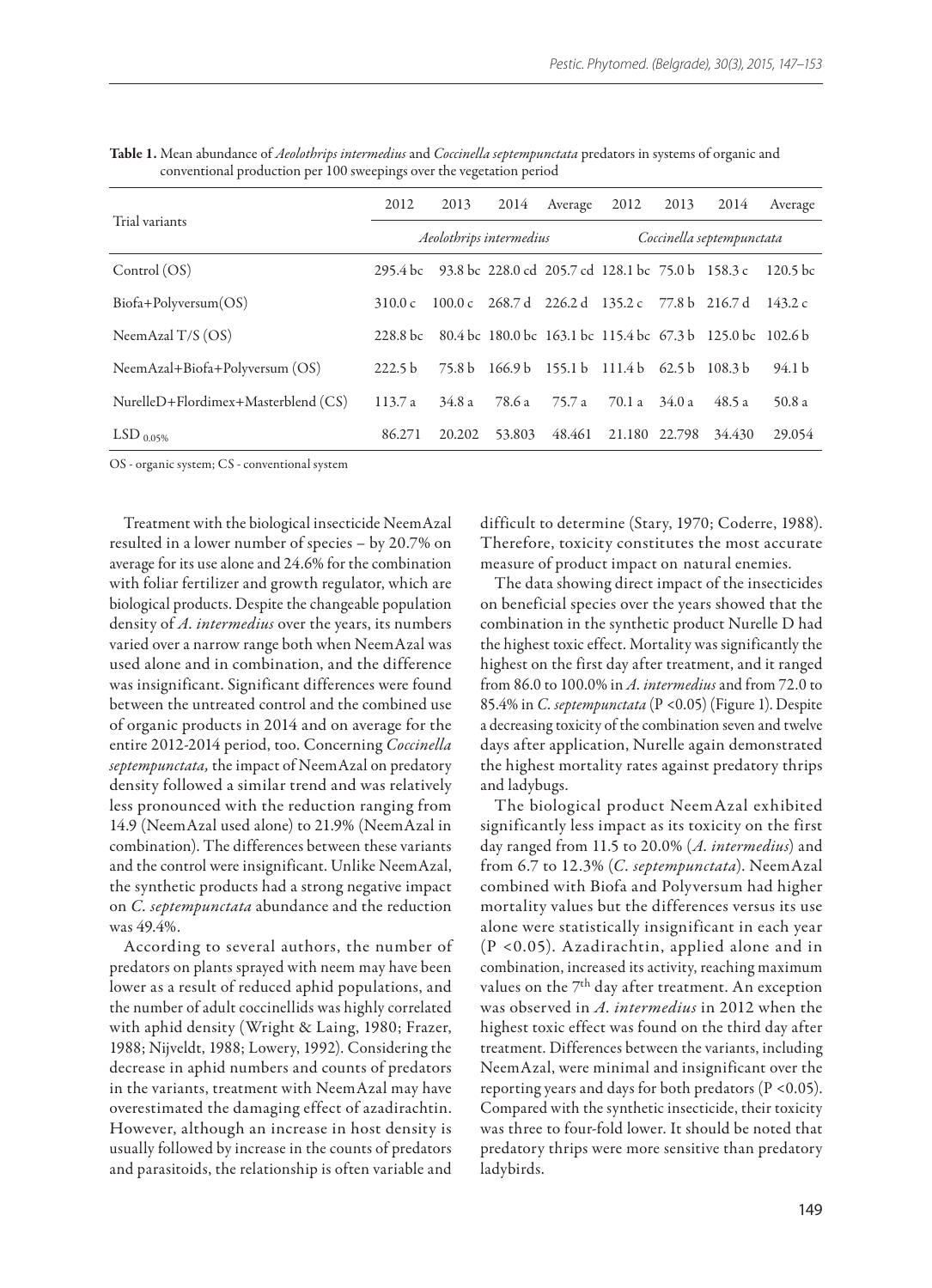**Table 1.** Mean abundance of *Aeolothrips intermedius* and *Coccinella septempunctata* predators in systems of organic and conventional production per 100 sweepings over the vegetation period

| Trial variants | 2012 | 2013 | 2014 | Average | 2012 | 2013 | 2014 | Average |
|---|---|---|---|---|---|---|---|---|
| | *Aeolothrips intermedius* | | | | *Coccinella septempunctata* | | | |
| Control (OS) | 295.4 bc | 93.8 bc | 228.0 cd | 205.7 cd | 128.1 bc | 75.0 b | 158.3 c | 120.5 bc |
| Biofa+Polyversum(OS) | 310.0 c | 100.0 c | 268.7 d | 226.2 d | 135.2 c | 77.8 b | 216.7 d | 143.2 c |
| NeemAzal T/S (OS) | 228.8 bc | 80.4 bc | 180.0 bc | 163.1 bc | 115.4 bc | 67.3 b | 125.0 bc | 102.6 b |
| NeemAzal+Biofa+Polyversum (OS) | 222.5 b | 75.8 b | 166.9 b | 155.1 b | 111.4 b | 62.5 b | 108.3 b | 94.1 b |
| NurelleD+Flordimex+Masterblend (CS) | 113.7 a | 34.8 a | 78.6 a | 75.7 a | 70.1 a | 34.0 a | 48.5 a | 50.8 a |
| $LSD_{0.05\%}$ | 86.271 | 20.202 | 53.803 | 48.461 | 21.180 | 22.798 | 34.430 | 29.054 |

OS - organic system; CS - conventional system

Treatment with the biological insecticide NeemAzal resulted in a lower number of species – by 20.7% on average for its use alone and 24.6% for the combination with foliar fertilizer and growth regulator, which are biological products. Despite the changeable population density of *A. intermedius* over the years, its numbers varied over a narrow range both when NeemAzal was used alone and in combination, and the difference was insignificant. Significant differences were found between the untreated control and the combined use of organic products in 2014 and on average for the entire 2012-2014 period, too. Concerning *Coccinella septempunctata,* the impact of NeemAzal on predatory density followed a similar trend and was relatively less pronounced with the reduction ranging from 14.9 (NeemAzal used alone) to 21.9% (NeemAzal in combination). The differences between these variants and the control were insignificant. Unlike NeemAzal, the synthetic products had a strong negative impact on *C. septempunctata* abundance and the reduction was 49.4%.

According to several authors, the number of predators on plants sprayed with neem may have been lower as a result of reduced aphid populations, and the number of adult coccinellids was highly correlated with aphid density (Wright & Laing, 1980; Frazer, 1988; Nijveldt, 1988; Lowery, 1992). Considering the decrease in aphid numbers and counts of predators in the variants, treatment with NeemAzal may have overestimated the damaging effect of azadirachtin. However, although an increase in host density is usually followed by increase in the counts of predators and parasitoids, the relationship is often variable and difficult to determine (Stary, 1970; Coderre, 1988). Therefore, toxicity constitutes the most accurate measure of product impact on natural enemies.

The data showing direct impact of the insecticides on beneficial species over the years showed that the combination in the synthetic product Nurelle D had the highest toxic effect. Mortality was significantly the highest on the first day after treatment, and it ranged from 86.0 to 100.0% in *A. intermedius* and from 72.0 to 85.4% in *C. septempunctata* ($P < 0.05$) (Figure 1). Despite a decreasing toxicity of the combination seven and twelve days after application, Nurelle again demonstrated the highest mortality rates against predatory thrips and ladybugs.

The biological product NeemAzal exhibited significantly less impact as its toxicity on the first day ranged from 11.5 to 20.0% (*A. intermedius*) and from 6.7 to 12.3% (*C. septempunctata*). NeemAzal combined with Biofa and Polyversum had higher mortality values but the differences versus its use alone were statistically insignificant in each year ($P < 0.05$). Azadirachtin, applied alone and in combination, increased its activity, reaching maximum values on the 7[th] day after treatment. An exception was observed in *A. intermedius* in 2012 when the highest toxic effect was found on the third day after treatment. Differences between the variants, including NeemAzal, were minimal and insignificant over the reporting years and days for both predators ($P < 0.05$). Compared with the synthetic insecticide, their toxicity was three to four-fold lower. It should be noted that predatory thrips were more sensitive than predatory ladybirds.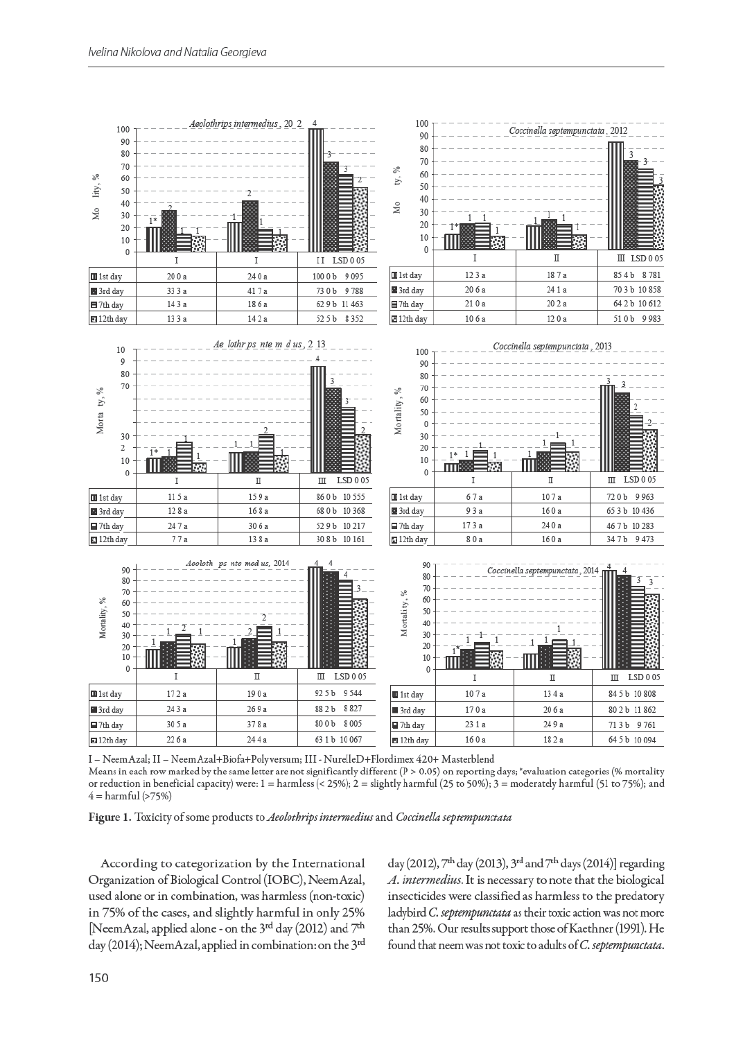| *Aeolothrips intermedius*, 2012 | I | II | III | LSD 0.05 |
|---|---|---|---|---|
| 1st day | 20.0 a | 24.0 a | 100.0 b | 9.095 |
| 3rd day | 33.3 a | 41.7 a | 73.0 b | 9.788 |
| 7th day | 14.3 a | 18.6 a | 62.9 b | 11.463 |
| 12th day | 13.3 a | 14.2 a | 52.5 b | 8.352 |

| *Coccinella septempunctata*, 2012 | I | II | III | LSD 0.05 |
|---|---|---|---|---|
| 1st day | 12.3 a | 18.7 a | 85.4 b | 8.781 |
| 3rd day | 20.6 a | 24.1 a | 70.3 b | 10.858 |
| 7th day | 21.0 a | 20.2 a | 64.2 b | 10.612 |
| 12th day | 10.6 a | 12.0 a | 51.0 b | 9.983 |

| *Aeolothrips intermedius*, 2013 | I | II | III | LSD 0.05 |
|---|---|---|---|---|
| 1st day | 11.5 a | 15.9 a | 86.0 b | 10.555 |
| 3rd day | 12.8 a | 16.8 a | 68.0 b | 10.368 |
| 7th day | 24.7 a | 30.6 a | 52.9 b | 10.217 |
| 12th day | 7.7 a | 13.8 a | 30.8 b | 10.161 |

| *Coccinella septempunctata*, 2013 | I | II | III | LSD 0.05 |
|---|---|---|---|---|
| 1st day | 6.7 a | 10.7 a | 72.0 b | 9.963 |
| 3rd day | 9.3 a | 16.0 a | 65.3 b | 10.436 |
| 7th day | 17.3 a | 24.0 a | 46.7 b | 10.283 |
| 12th day | 8.0 a | 16.0 a | 34.7 b | 9.473 |

| *Aeolothrips intermedius*, 2014 | I | II | III | LSD 0.05 |
|---|---|---|---|---|
| 1st day | 17.2 a | 19.0 a | 92.5 b | 9.544 |
| 3rd day | 24.3 a | 26.9 a | 88.2 b | 8.827 |
| 7th day | 30.5 a | 37.8 a | 80.0 b | 8.005 |
| 12th day | 22.6 a | 24.4 a | 63.1 b | 10.067 |

| *Coccinella septempunctata*, 2014 | I | II | III | LSD 0.05 |
|---|---|---|---|---|
| 1st day | 10.7 a | 13.4 a | 84.5 b | 10.808 |
| 3rd day | 17.0 a | 20.6 a | 80.2 b | 11.862 |
| 7th day | 23.1 a | 24.9 a | 71.3 b | 9.761 |
| 12th day | 16.0 a | 18.2 a | 64.5 b | 10.094 |

I – NeemAzal; II – NeemAzal+Biofa+Polyversum; III - NurelleD+Flordimex 420+ Masterblend
Means in each row marked by the same letter are not significantly different (P > 0.05) on reporting days; *evaluation categories (% mortality or reduction in beneficial capacity) were: 1 = harmless (< 25%); 2 = slightly harmful (25 to 50%); 3 = moderately harmful (51 to 75%); and 4 = harmful (>75%)

**Figure 1.** Toxicity of some products to *Aeolothrips intermedius* and *Coccinella septempunctata*

According to categorization by the International Organization of Biological Control (IOBC), NeemAzal, used alone or in combination, was harmless (non-toxic) in 75% of the cases, and slightly harmful in only 25% [NeemAzal, applied alone - on the 3rd day (2012) and 7th day (2014); NeemAzal, applied in combination: on the 3rd day (2012), 7th day (2013), 3rd and 7th days (2014)] regarding *A. intermedius*. It is necessary to note that the biological insecticides were classified as harmless to the predatory ladybird *C. septempunctata* as their toxic action was not more than 25%. Our results support those of Kaethner (1991). He found that neem was not toxic to adults of *C. septempunctata*.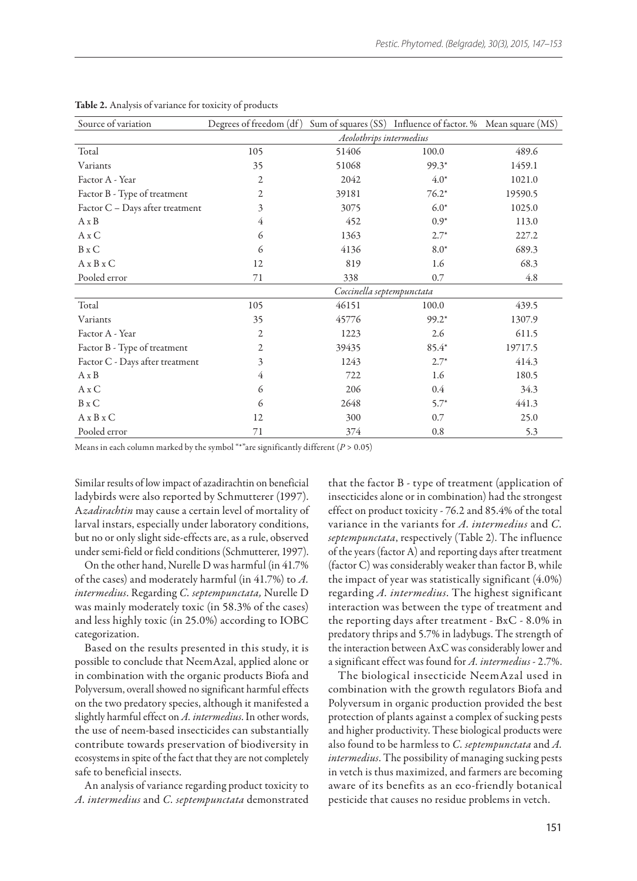**Table 2.** Analysis of variance for toxicity of products

| Source of variation | Degrees of freedom (df) | Sum of squares (SS) | Influence of factor. % | Mean square (MS) |
|---|---|---|---|---|
| | *Aeolothrips intermedius* | | | |
| Total | 105 | 51406 | 100.0 | 489.6 |
| Variants | 35 | 51068 | 99.3* | 1459.1 |
| Factor A - Year | 2 | 2042 | 4.0* | 1021.0 |
| Factor B - Type of treatment | 2 | 39181 | 76.2* | 19590.5 |
| Factor C – Days after treatment | 3 | 3075 | 6.0* | 1025.0 |
| A x B | 4 | 452 | 0.9* | 113.0 |
| A x C | 6 | 1363 | 2.7* | 227.2 |
| B x C | 6 | 4136 | 8.0* | 689.3 |
| A x B x C | 12 | 819 | 1.6 | 68.3 |
| Pooled error | 71 | 338 | 0.7 | 4.8 |
| | *Coccinella septempunctata* | | | |
| Total | 105 | 46151 | 100.0 | 439.5 |
| Variants | 35 | 45776 | 99.2* | 1307.9 |
| Factor A - Year | 2 | 1223 | 2.6 | 611.5 |
| Factor B - Type of treatment | 2 | 39435 | 85.4* | 19717.5 |
| Factor C - Days after treatment | 3 | 1243 | 2.7* | 414.3 |
| A x B | 4 | 722 | 1.6 | 180.5 |
| A x C | 6 | 206 | 0.4 | 34.3 |
| B x C | 6 | 2648 | 5.7* | 441.3 |
| A x B x C | 12 | 300 | 0.7 | 25.0 |
| Pooled error | 71 | 374 | 0.8 | 5.3 |

Means in each column marked by the symbol "*"are significantly different ($P > 0.05$)

Similar results of low impact of azadirachtin on beneficial ladybirds were also reported by Schmutterer (1997). A*zadirachtin* may cause a certain level of mortality of larval instars, especially under laboratory conditions, but no or only slight side-effects are, as a rule, observed under semi-field or field conditions (Schmutterer, 1997).

On the other hand, Nurelle D was harmful (in 41.7% of the cases) and moderately harmful (in 41.7%) to *A. intermedius*. Regarding *C. septempunctata,* Nurelle D was mainly moderately toxic (in 58.3% of the cases) and less highly toxic (in 25.0%) according to IOBC categorization.

Based on the results presented in this study, it is possible to conclude that NeemAzal, applied alone or in combination with the organic products Biofa and Polyversum, overall showed no significant harmful effects on the two predatory species, although it manifested a slightly harmful effect on *A. intermedius*. In other words, the use of neem-based insecticides can substantially contribute towards preservation of biodiversity in ecosystems in spite of the fact that they are not completely safe to beneficial insects.

An analysis of variance regarding product toxicity to *A. intermedius* and *C. septempunctata* demonstrated that the factor B - type of treatment (application of insecticides alone or in combination) had the strongest effect on product toxicity - 76.2 and 85.4% of the total variance in the variants for *A. intermedius* and *C. septempunctata*, respectively (Table 2). The influence of the years (factor A) and reporting days after treatment (factor C) was considerably weaker than factor B, while the impact of year was statistically significant (4.0%) regarding *A. intermedius*. The highest significant interaction was between the type of treatment and the reporting days after treatment - BxC - 8.0% in predatory thrips and 5.7% in ladybugs. The strength of the interaction between AxC was considerably lower and a significant effect was found for *A. intermedius* - 2.7%.

The biological insecticide NeemAzal used in combination with the growth regulators Biofa and Polyversum in organic production provided the best protection of plants against a complex of sucking pests and higher productivity. These biological products were also found to be harmless to *C. septempunctata* and *A. intermedius*. The possibility of managing sucking pests in vetch is thus maximized, and farmers are becoming aware of its benefits as an eco-friendly botanical pesticide that causes no residue problems in vetch.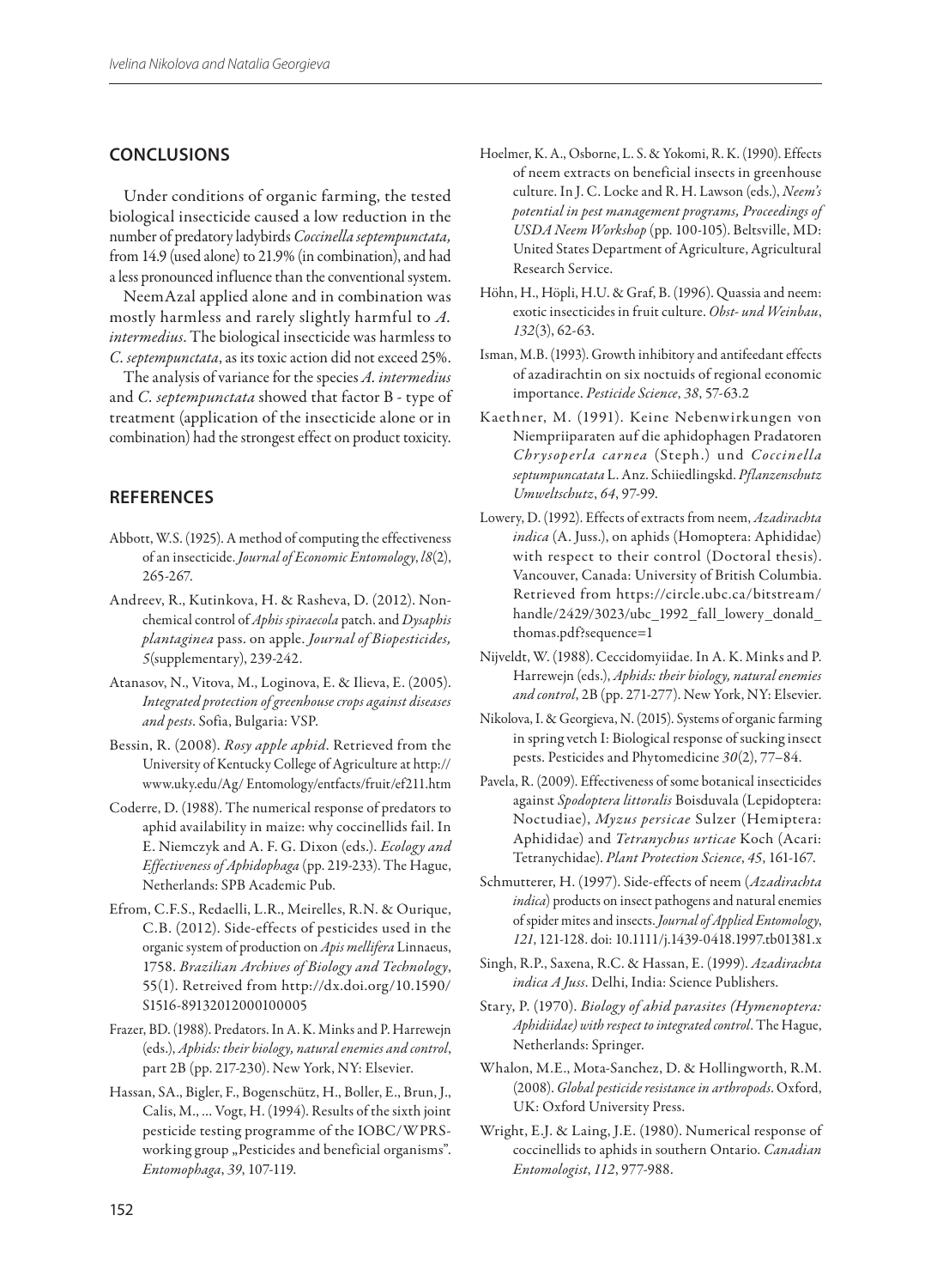## CONCLUSIONS

Under conditions of organic farming, the tested biological insecticide caused a low reduction in the number of predatory ladybirds *Coccinella septempunctata,* from 14.9 (used alone) to 21.9% (in combination), and had a less pronounced influence than the conventional system.

NeemAzal applied alone and in combination was mostly harmless and rarely slightly harmful to *A. intermedius*. The biological insecticide was harmless to *C. septempunctata*, as its toxic action did not exceed 25%.

The analysis of variance for the species *A. intermedius* and *C. septempunctata* showed that factor B - type of treatment (application of the insecticide alone or in combination) had the strongest effect on product toxicity.

## REFERENCES

Abbott, W.S. (1925). A method of computing the effectiveness of an insecticide. *Journal of Economic Entomology*, *l8*(2), 265-267.

Andreev, R., Kutinkova, H. & Rasheva, D. (2012). Non-chemical control of *Aphis spiraecola* patch. and *Dysaphis plantaginea* pass. on apple. *Journal of Biopesticides, 5*(supplementary), 239-242.

Atanasov, N., Vitova, M., Loginova, E. & Ilieva, E. (2005). *Integrated protection of greenhouse crops against diseases and pests*. Sofia, Bulgaria: VSP.

Bessin, R. (2008). *Rosy apple aphid*. Retrieved from the University of Kentucky College of Agriculture at http://www.uky.edu/Ag/ Entomology/entfacts/fruit/ef211.htm

Coderre, D. (1988). The numerical response of predators to aphid availability in maize: why coccinellids fail. In E. Niemczyk and A. F. G. Dixon (eds.). *Ecology and Effectiveness of Aphidophaga* (pp. 219-233). The Hague, Netherlands: SPB Academic Pub.

Efrom, C.F.S., Redaelli, L.R., Meirelles, R.N. & Ourique, C.B. (2012). Side-effects of pesticides used in the organic system of production on *Apis mellifera* Linnaeus, 1758. *Brazilian Archives of Biology and Technology*, 55(1). Retreived from http://dx.doi.org/10.1590/S1516-89132012000100005

Frazer, BD. (1988). Predators. In A. K. Minks and P. Harrewejn (eds.), *Aphids: their biology, natural enemies and control*, part 2B (pp. 217-230). New York, NY: Elsevier.

Hassan, SA., Bigler, F., Bogenschütz, H., Boller, E., Brun, J., Calis, M., ... Vogt, H. (1994). Results of the sixth joint pesticide testing programme of the IOBC/WPRS-working group „Pesticides and beneficial organisms". *Entomophaga*, *39*, 107-119.

Hoelmer, K. A., Osborne, L. S. & Yokomi, R. K. (1990). Effects of neem extracts on beneficial insects in greenhouse culture. In J. C. Locke and R. H. Lawson (eds.), *Neem's potential in pest management programs, Proceedings of USDA Neem Workshop* (pp. 100-105). Beltsville, MD: United States Department of Agriculture, Agricultural Research Service.

Höhn, H., Höpli, H.U. & Graf, B. (1996). Quassia and neem: exotic insecticides in fruit culture. *Obst- und Weinbau*, *132*(3), 62-63.

Isman, M.B. (1993). Growth inhibitory and antifeedant effects of azadirachtin on six noctuids of regional economic importance. *Pesticide Science*, *38*, 57-63.2

Kaethner, M. (1991). Keine Nebenwirkungen von Niempriiparaten auf die aphidophagen Pradatoren *Chrysoperla carnea* (Steph.) und *Coccinella septumpuncatata* L. Anz. Schiiedlingskd. *Pflanzenschutz Umweltschutz*, *64*, 97-99.

Lowery, D. (1992). Effects of extracts from neem, *Azadirachta indica* (A. Juss.), on aphids (Homoptera: Aphididae) with respect to their control (Doctoral thesis). Vancouver, Canada: University of British Columbia. Retrieved from https://circle.ubc.ca/bitstream/handle/2429/3023/ubc_1992_fall_lowery_donald_thomas.pdf?sequence=1

Nijveldt, W. (1988). Ceccidomyiidae. In A. K. Minks and P. Harrewejn (eds.), *Aphids: their biology, natural enemies and control*, 2B (pp. 271-277). New York, NY: Elsevier.

Nikolova, I. & Georgieva, N. (2015). Systems of organic farming in spring vetch I: Biological response of sucking insect pests. Pesticides and Phytomedicine *30*(2), 77–84.

Pavela, R. (2009). Effectiveness of some botanical insecticides against *Spodoptera littoralis* Boisduvala (Lepidoptera: Noctudiae), *Myzus persicae* Sulzer (Hemiptera: Aphididae) and *Tetranychus urticae* Koch (Acari: Tetranychidae). *Plant Protection Science*, *45*, 161-167.

Schmutterer, H. (1997). Side-effects of neem (*Azadirachta indica*) products on insect pathogens and natural enemies of spider mites and insects. *Journal of Applied Entomology*, *121*, 121-128. doi: 10.1111/j.1439-0418.1997.tb01381.x

Singh, R.P., Saxena, R.C. & Hassan, E. (1999). *Azadirachta indica A Juss*. Delhi, India: Science Publishers.

Stary, P. (1970). *Biology of ahid parasites (Hymenoptera: Aphidiidae) with respect to integrated control*. The Hague, Netherlands: Springer.

Whalon, M.E., Mota-Sanchez, D. & Hollingworth, R.M. (2008). *Global pesticide resistance in arthropods*. Oxford, UK: Oxford University Press.

Wright, E.J. & Laing, J.E. (1980). Numerical response of coccinellids to aphids in southern Ontario. *Canadian Entomologist*, *112*, 977-988.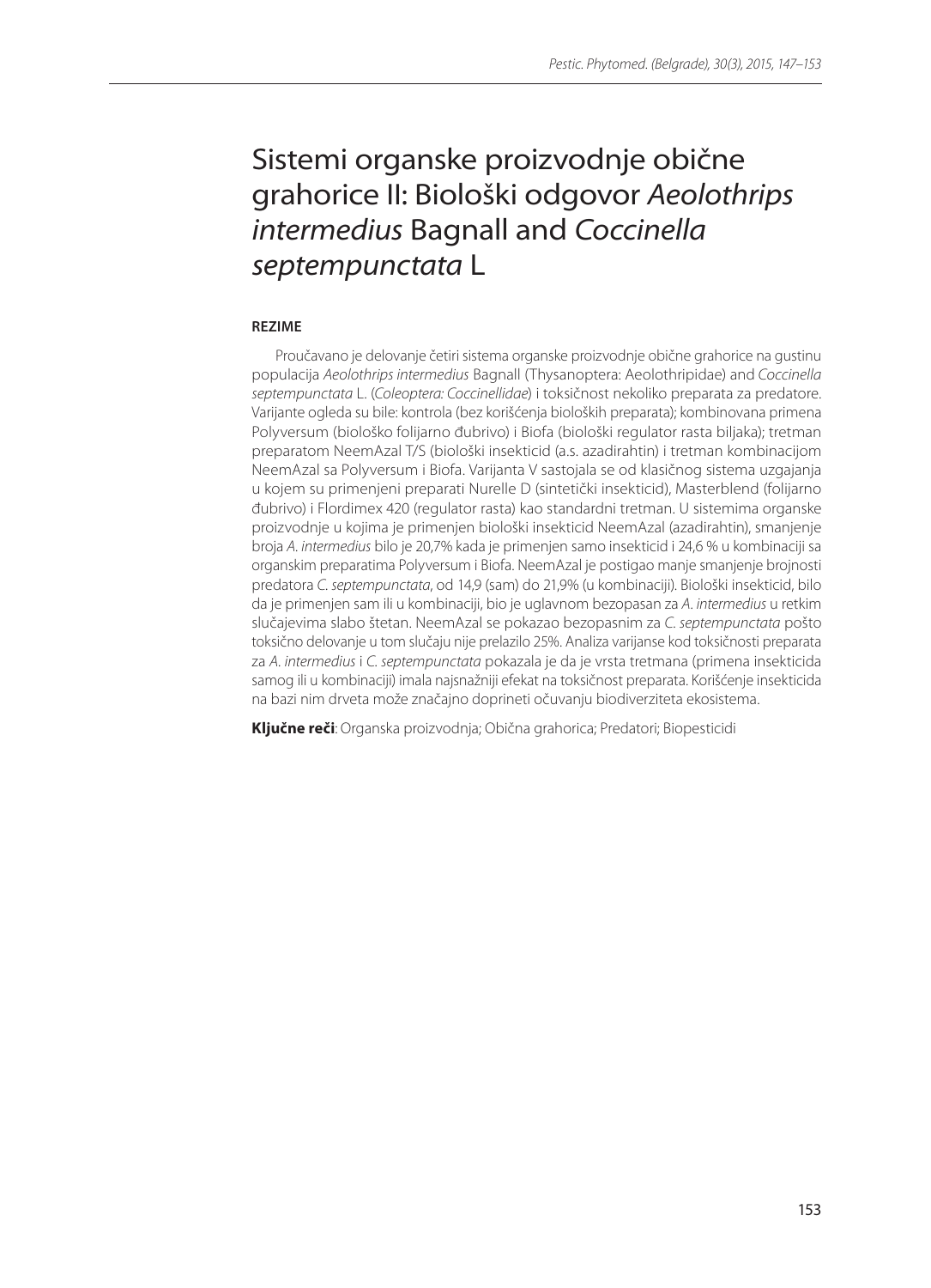# Sistemi organske proizvodnje obične grahorice II: Biološki odgovor *Aeolothrips intermedius* Bagnall and *Coccinella septempunctata* L

## REZIME

Proučavano je delovanje četiri sistema organske proizvodnje obične grahorice na gustinu populacija *Aeolothrips intermedius* Bagnall (Thysanoptera: Aeolothripidae) and *Coccinella septempunctata* L. (*Coleoptera: Coccinellidae*) i toksičnost nekoliko preparata za predatore. Varijante ogleda su bile: kontrola (bez korišćenja bioloških preparata); kombinovana primena Polyversum (biološko folijarno đubrivo) i Biofa (biološki regulator rasta biljaka); tretman preparatom NeemAzal T/S (biološki insekticid (a.s. azadirahtin) i tretman kombinacijom NeemAzal sa Polyversum i Biofa. Varijanta V sastojala se od klasičnog sistema uzgajanja u kojem su primenjeni preparati Nurelle D (sintetički insekticid), Masterblend (folijarno đubrivo) i Flordimex 420 (regulator rasta) kao standardni tretman. U sistemima organske proizvodnje u kojima je primenjen biološki insekticid NeemAzal (azadirahtin), smanjenje broja *A. intermedius* bilo je 20,7% kada je primenjen samo insekticid i 24,6 % u kombinaciji sa organskim preparatima Polyversum i Biofa. NeemAzal je postigao manje smanjenje brojnosti predatora *C. septempunctata*, od 14,9 (sam) do 21,9% (u kombinaciji). Biološki insekticid, bilo da je primenjen sam ili u kombinaciji, bio je uglavnom bezopasan za *A. intermedius* u retkim slučajevima slabo štetan. NeemAzal se pokazao bezopasnim za *C. septempunctata* pošto toksično delovanje u tom slučaju nije prelazilo 25%. Analiza varijanse kod toksičnosti preparata za *A. intermedius* i *C. septempunctata* pokazala je da je vrsta tretmana (primena insekticida samog ili u kombinaciji) imala najsnažniji efekat na toksičnost preparata. Korišćenje insekticida na bazi nim drveta može značajno doprineti očuvanju biodiverziteta ekosistema.

**Ključne reči**: Organska proizvodnja; Obična grahorica; Predatori; Biopesticidi